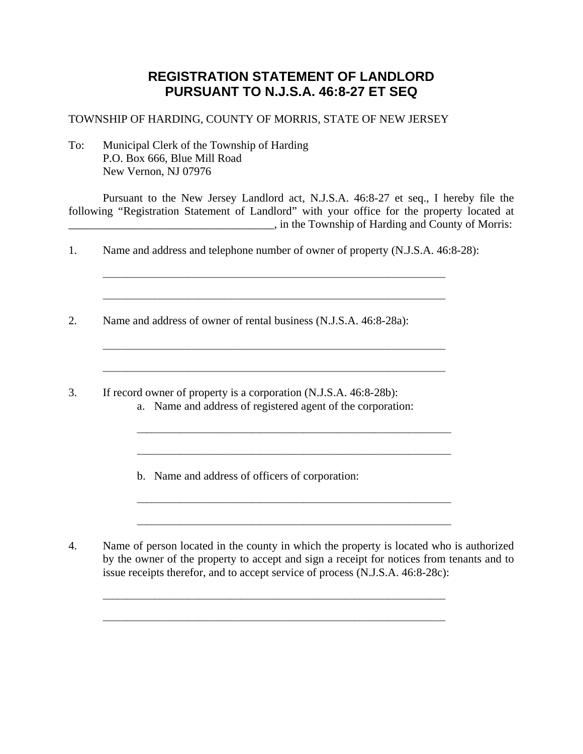# REGISTRATION STATEMENT OF LANDLORD PURSUANT TO N.J.S.A. 46:8-27 ET SEQ

TOWNSHIP OF HARDING, COUNTY OF MORRIS, STATE OF NEW JERSEY

To: Municipal Clerk of the Township of Harding
P.O. Box 666, Blue Mill Road
New Vernon, NJ 07976

Pursuant to the New Jersey Landlord act, N.J.S.A. 46:8-27 et seq., I hereby file the following "Registration Statement of Landlord" with your office for the property located at ____________________________________, in the Township of Harding and County of Morris:

1. Name and address and telephone number of owner of property (N.J.S.A. 46:8-28):

   _______________________________________________________________

   _______________________________________________________________

2. Name and address of owner of rental business (N.J.S.A. 46:8-28a):

   _______________________________________________________________

   _______________________________________________________________

3. If record owner of property is a corporation (N.J.S.A. 46:8-28b):

   a. Name and address of registered agent of the corporation:

      _________________________________________________________

      _________________________________________________________

   b. Name and address of officers of corporation:

      _________________________________________________________

      _________________________________________________________

4. Name of person located in the county in which the property is located who is authorized by the owner of the property to accept and sign a receipt for notices from tenants and to issue receipts therefor, and to accept service of process (N.J.S.A. 46:8-28c):

   _______________________________________________________________

   _______________________________________________________________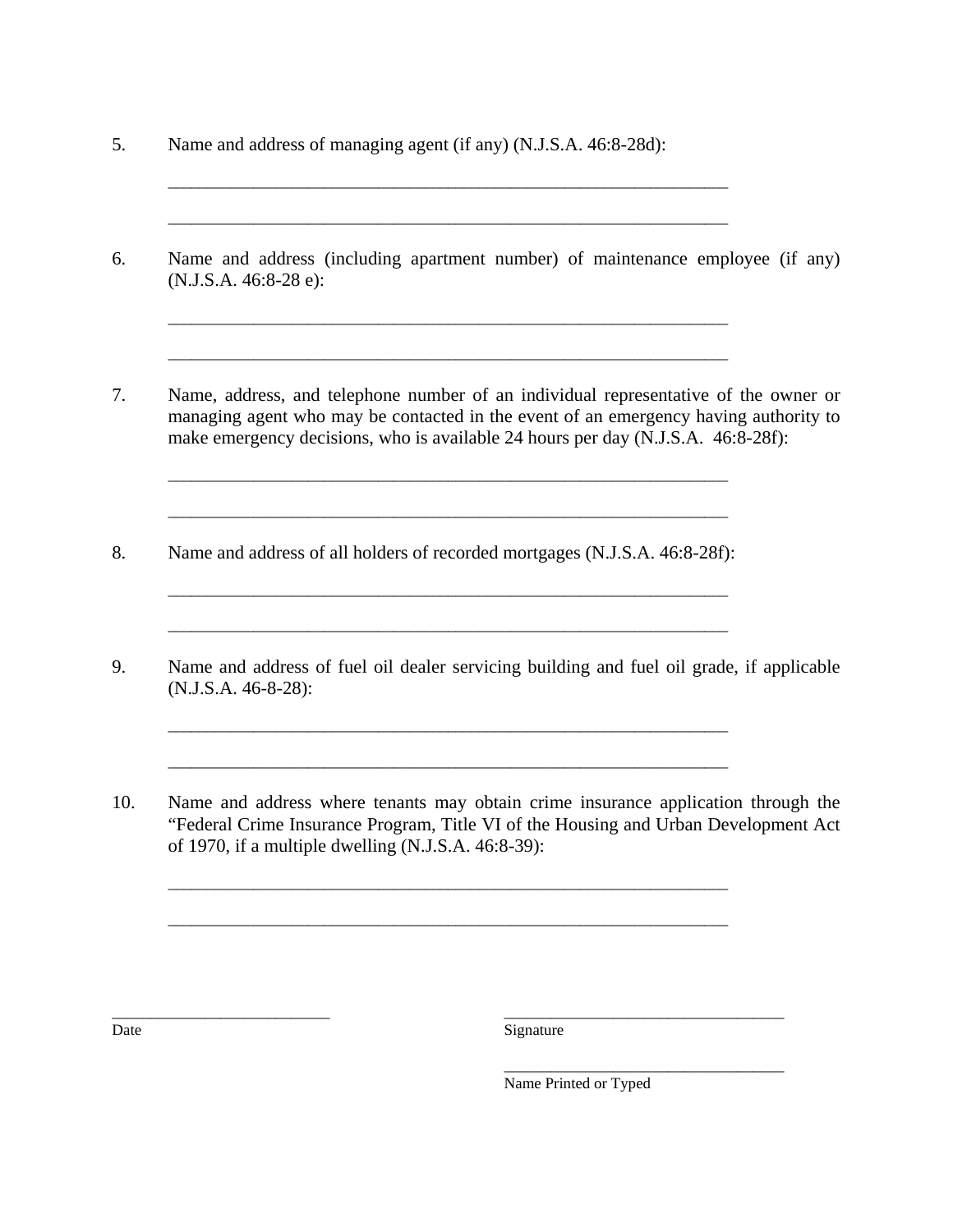5. Name and address of managing agent (if any) (N.J.S.A. 46:8-28d):

_______________________________________________________________

_______________________________________________________________

6. Name and address (including apartment number) of maintenance employee (if any) (N.J.S.A. 46:8-28 e):

_______________________________________________________________

_______________________________________________________________

7. Name, address, and telephone number of an individual representative of the owner or managing agent who may be contacted in the event of an emergency having authority to make emergency decisions, who is available 24 hours per day (N.J.S.A. 46:8-28f):

_______________________________________________________________

_______________________________________________________________

8. Name and address of all holders of recorded mortgages (N.J.S.A. 46:8-28f):

_______________________________________________________________

_______________________________________________________________

9. Name and address of fuel oil dealer servicing building and fuel oil grade, if applicable (N.J.S.A. 46-8-28):

_______________________________________________________________

_______________________________________________________________

10. Name and address where tenants may obtain crime insurance application through the "Federal Crime Insurance Program, Title VI of the Housing and Urban Development Act of 1970, if a multiple dwelling (N.J.S.A. 46:8-39):

_______________________________________________________________

_______________________________________________________________

_________________________ Date

________________________________ Signature

________________________________ Name Printed or Typed